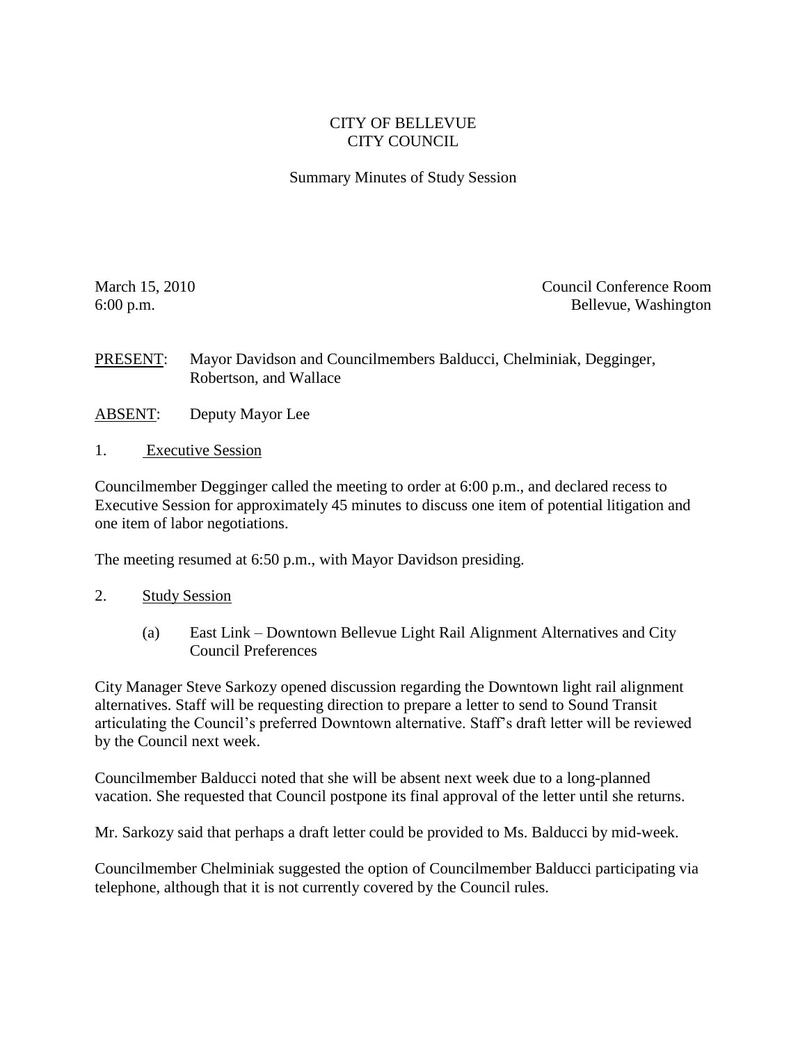# CITY OF BELLEVUE
# CITY COUNCIL

## Summary Minutes of Study Session

March 15, 2010
6:00 p.m.

Council Conference Room
Bellevue, Washington

PRESENT: Mayor Davidson and Councilmembers Balducci, Chelminiak, Degginger, Robertson, and Wallace

ABSENT: Deputy Mayor Lee

1. Executive Session

Councilmember Degginger called the meeting to order at 6:00 p.m., and declared recess to Executive Session for approximately 45 minutes to discuss one item of potential litigation and one item of labor negotiations.

The meeting resumed at 6:50 p.m., with Mayor Davidson presiding.

2. Study Session

(a) East Link – Downtown Bellevue Light Rail Alignment Alternatives and City Council Preferences

City Manager Steve Sarkozy opened discussion regarding the Downtown light rail alignment alternatives. Staff will be requesting direction to prepare a letter to send to Sound Transit articulating the Council's preferred Downtown alternative. Staff's draft letter will be reviewed by the Council next week.

Councilmember Balducci noted that she will be absent next week due to a long-planned vacation. She requested that Council postpone its final approval of the letter until she returns.

Mr. Sarkozy said that perhaps a draft letter could be provided to Ms. Balducci by mid-week.

Councilmember Chelminiak suggested the option of Councilmember Balducci participating via telephone, although that it is not currently covered by the Council rules.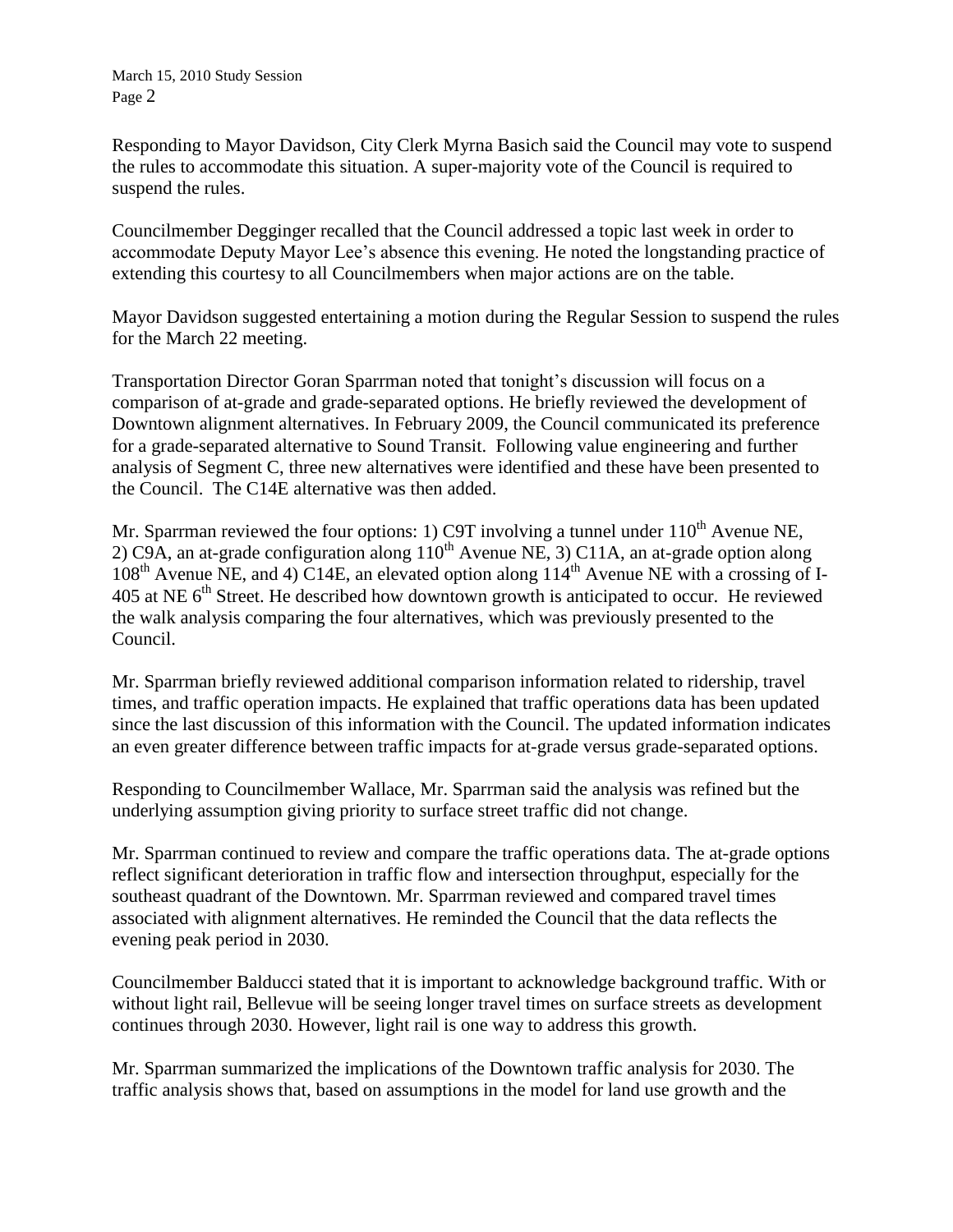Responding to Mayor Davidson, City Clerk Myrna Basich said the Council may vote to suspend the rules to accommodate this situation. A super-majority vote of the Council is required to suspend the rules.

Councilmember Degginger recalled that the Council addressed a topic last week in order to accommodate Deputy Mayor Lee's absence this evening. He noted the longstanding practice of extending this courtesy to all Councilmembers when major actions are on the table.

Mayor Davidson suggested entertaining a motion during the Regular Session to suspend the rules for the March 22 meeting.

Transportation Director Goran Sparrman noted that tonight's discussion will focus on a comparison of at-grade and grade-separated options. He briefly reviewed the development of Downtown alignment alternatives. In February 2009, the Council communicated its preference for a grade-separated alternative to Sound Transit. Following value engineering and further analysis of Segment C, three new alternatives were identified and these have been presented to the Council. The C14E alternative was then added.

Mr. Sparrman reviewed the four options: 1) C9T involving a tunnel under 110th Avenue NE, 2) C9A, an at-grade configuration along 110th Avenue NE, 3) C11A, an at-grade option along 108th Avenue NE, and 4) C14E, an elevated option along 114th Avenue NE with a crossing of I-405 at NE 6th Street. He described how downtown growth is anticipated to occur. He reviewed the walk analysis comparing the four alternatives, which was previously presented to the Council.

Mr. Sparrman briefly reviewed additional comparison information related to ridership, travel times, and traffic operation impacts. He explained that traffic operations data has been updated since the last discussion of this information with the Council. The updated information indicates an even greater difference between traffic impacts for at-grade versus grade-separated options.

Responding to Councilmember Wallace, Mr. Sparrman said the analysis was refined but the underlying assumption giving priority to surface street traffic did not change.

Mr. Sparrman continued to review and compare the traffic operations data. The at-grade options reflect significant deterioration in traffic flow and intersection throughput, especially for the southeast quadrant of the Downtown. Mr. Sparrman reviewed and compared travel times associated with alignment alternatives. He reminded the Council that the data reflects the evening peak period in 2030.

Councilmember Balducci stated that it is important to acknowledge background traffic. With or without light rail, Bellevue will be seeing longer travel times on surface streets as development continues through 2030. However, light rail is one way to address this growth.

Mr. Sparrman summarized the implications of the Downtown traffic analysis for 2030. The traffic analysis shows that, based on assumptions in the model for land use growth and the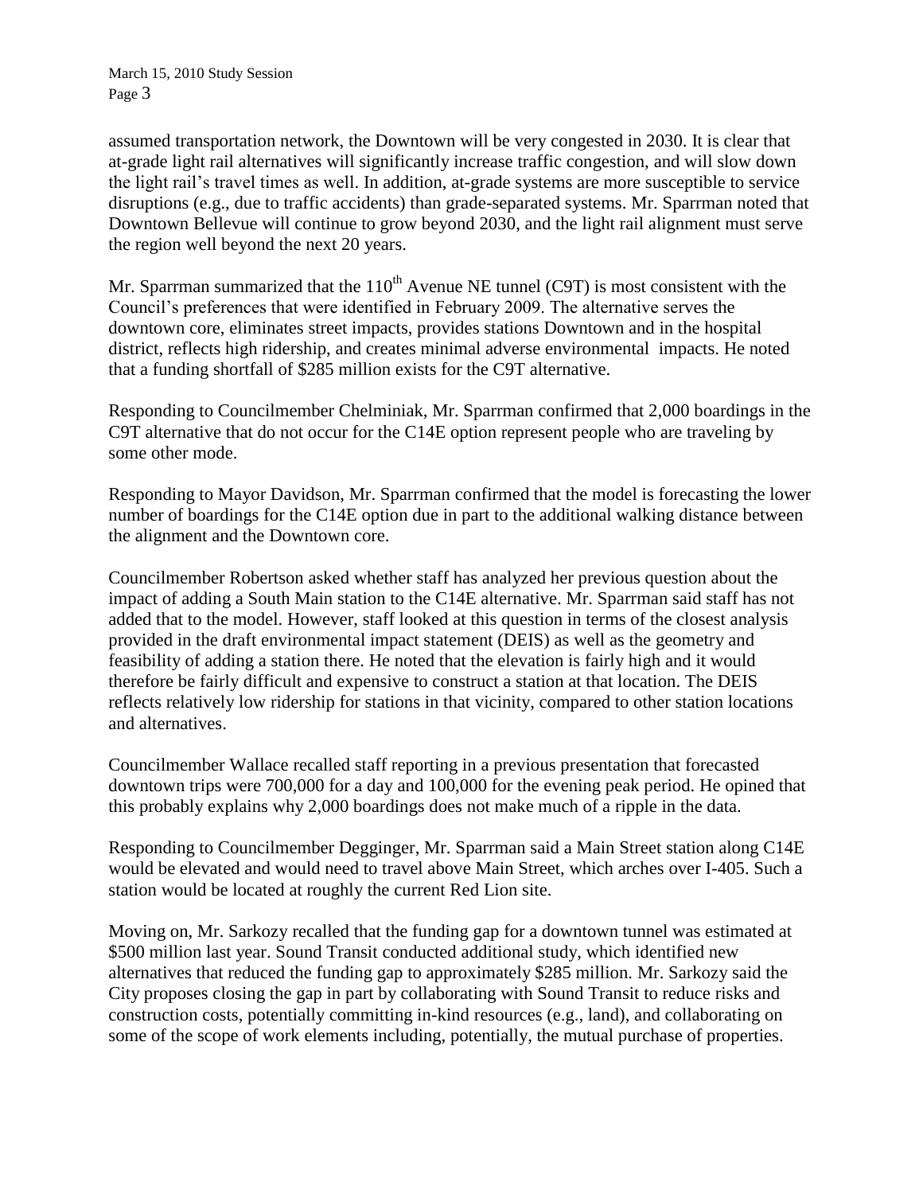assumed transportation network, the Downtown will be very congested in 2030. It is clear that at-grade light rail alternatives will significantly increase traffic congestion, and will slow down the light rail's travel times as well. In addition, at-grade systems are more susceptible to service disruptions (e.g., due to traffic accidents) than grade-separated systems. Mr. Sparrman noted that Downtown Bellevue will continue to grow beyond 2030, and the light rail alignment must serve the region well beyond the next 20 years.

Mr. Sparrman summarized that the 110th Avenue NE tunnel (C9T) is most consistent with the Council's preferences that were identified in February 2009. The alternative serves the downtown core, eliminates street impacts, provides stations Downtown and in the hospital district, reflects high ridership, and creates minimal adverse environmental impacts. He noted that a funding shortfall of $285 million exists for the C9T alternative.

Responding to Councilmember Chelminiak, Mr. Sparrman confirmed that 2,000 boardings in the C9T alternative that do not occur for the C14E option represent people who are traveling by some other mode.

Responding to Mayor Davidson, Mr. Sparrman confirmed that the model is forecasting the lower number of boardings for the C14E option due in part to the additional walking distance between the alignment and the Downtown core.

Councilmember Robertson asked whether staff has analyzed her previous question about the impact of adding a South Main station to the C14E alternative. Mr. Sparrman said staff has not added that to the model. However, staff looked at this question in terms of the closest analysis provided in the draft environmental impact statement (DEIS) as well as the geometry and feasibility of adding a station there. He noted that the elevation is fairly high and it would therefore be fairly difficult and expensive to construct a station at that location. The DEIS reflects relatively low ridership for stations in that vicinity, compared to other station locations and alternatives.

Councilmember Wallace recalled staff reporting in a previous presentation that forecasted downtown trips were 700,000 for a day and 100,000 for the evening peak period. He opined that this probably explains why 2,000 boardings does not make much of a ripple in the data.

Responding to Councilmember Degginger, Mr. Sparrman said a Main Street station along C14E would be elevated and would need to travel above Main Street, which arches over I-405. Such a station would be located at roughly the current Red Lion site.

Moving on, Mr. Sarkozy recalled that the funding gap for a downtown tunnel was estimated at $500 million last year. Sound Transit conducted additional study, which identified new alternatives that reduced the funding gap to approximately $285 million. Mr. Sarkozy said the City proposes closing the gap in part by collaborating with Sound Transit to reduce risks and construction costs, potentially committing in-kind resources (e.g., land), and collaborating on some of the scope of work elements including, potentially, the mutual purchase of properties.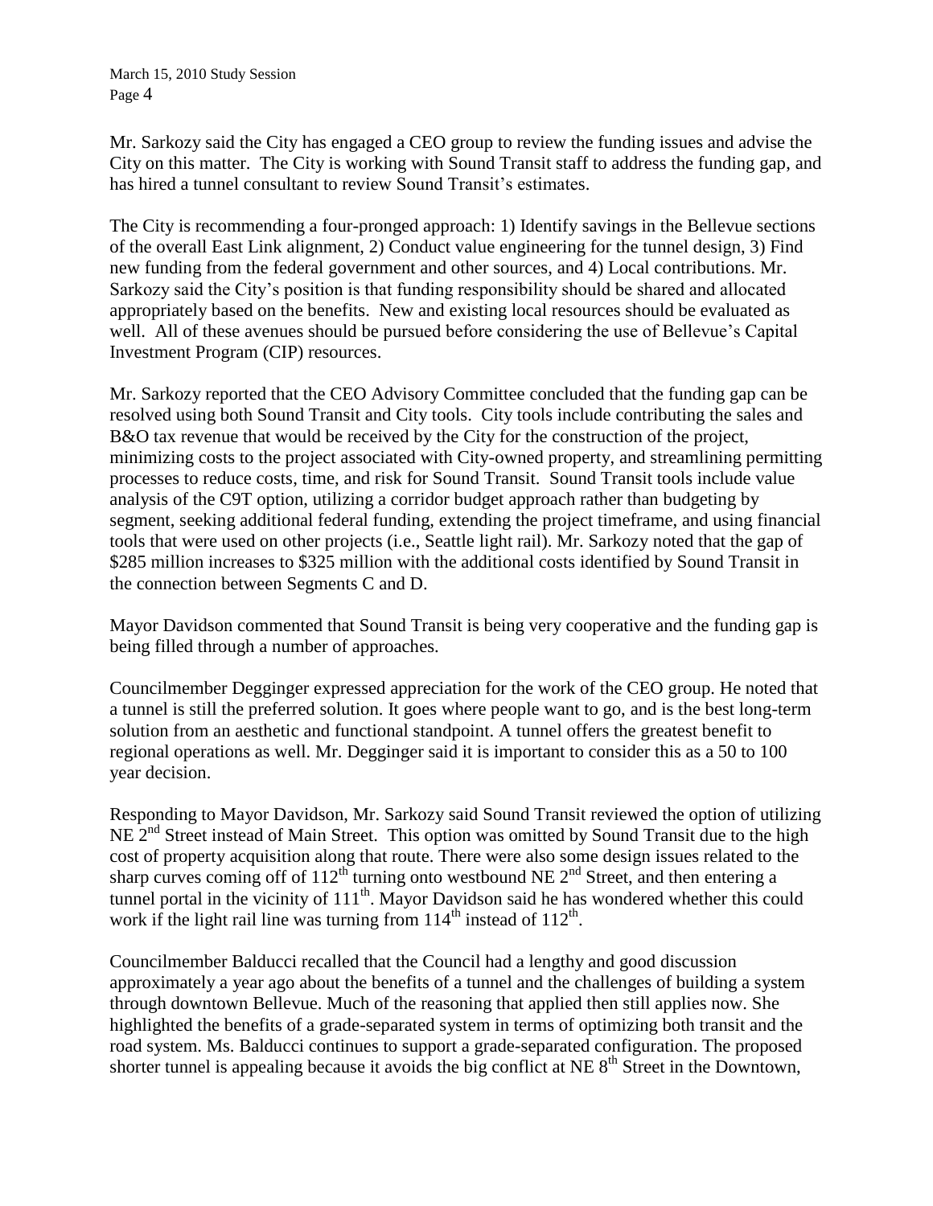Mr. Sarkozy said the City has engaged a CEO group to review the funding issues and advise the City on this matter. The City is working with Sound Transit staff to address the funding gap, and has hired a tunnel consultant to review Sound Transit's estimates.

The City is recommending a four-pronged approach: 1) Identify savings in the Bellevue sections of the overall East Link alignment, 2) Conduct value engineering for the tunnel design, 3) Find new funding from the federal government and other sources, and 4) Local contributions. Mr. Sarkozy said the City's position is that funding responsibility should be shared and allocated appropriately based on the benefits. New and existing local resources should be evaluated as well. All of these avenues should be pursued before considering the use of Bellevue's Capital Investment Program (CIP) resources.

Mr. Sarkozy reported that the CEO Advisory Committee concluded that the funding gap can be resolved using both Sound Transit and City tools. City tools include contributing the sales and B&O tax revenue that would be received by the City for the construction of the project, minimizing costs to the project associated with City-owned property, and streamlining permitting processes to reduce costs, time, and risk for Sound Transit. Sound Transit tools include value analysis of the C9T option, utilizing a corridor budget approach rather than budgeting by segment, seeking additional federal funding, extending the project timeframe, and using financial tools that were used on other projects (i.e., Seattle light rail). Mr. Sarkozy noted that the gap of \$285 million increases to \$325 million with the additional costs identified by Sound Transit in the connection between Segments C and D.

Mayor Davidson commented that Sound Transit is being very cooperative and the funding gap is being filled through a number of approaches.

Councilmember Degginger expressed appreciation for the work of the CEO group. He noted that a tunnel is still the preferred solution. It goes where people want to go, and is the best long-term solution from an aesthetic and functional standpoint. A tunnel offers the greatest benefit to regional operations as well. Mr. Degginger said it is important to consider this as a 50 to 100 year decision.

Responding to Mayor Davidson, Mr. Sarkozy said Sound Transit reviewed the option of utilizing NE 2nd Street instead of Main Street. This option was omitted by Sound Transit due to the high cost of property acquisition along that route. There were also some design issues related to the sharp curves coming off of 112th turning onto westbound NE 2nd Street, and then entering a tunnel portal in the vicinity of 111th. Mayor Davidson said he has wondered whether this could work if the light rail line was turning from 114th instead of 112th.

Councilmember Balducci recalled that the Council had a lengthy and good discussion approximately a year ago about the benefits of a tunnel and the challenges of building a system through downtown Bellevue. Much of the reasoning that applied then still applies now. She highlighted the benefits of a grade-separated system in terms of optimizing both transit and the road system. Ms. Balducci continues to support a grade-separated configuration. The proposed shorter tunnel is appealing because it avoids the big conflict at NE 8th Street in the Downtown,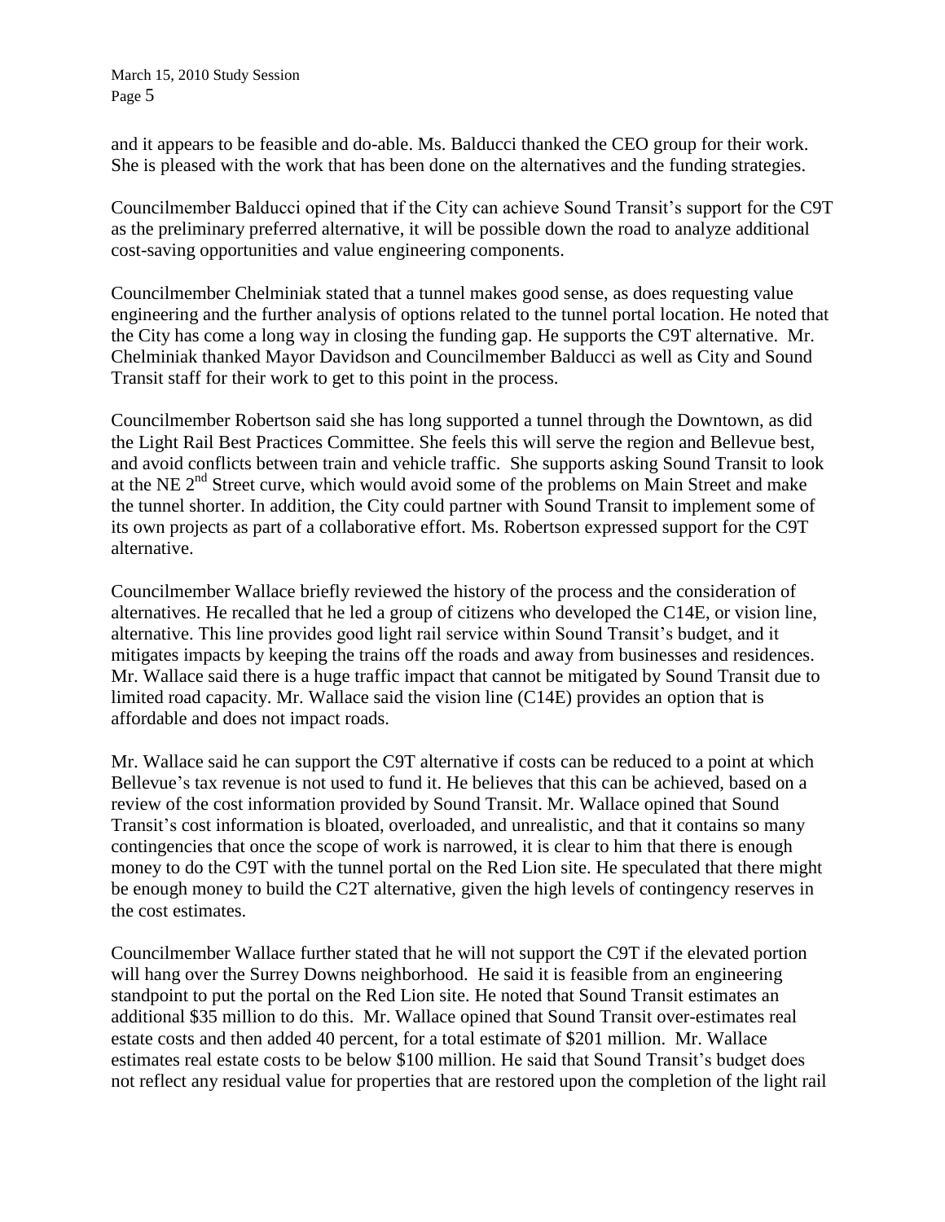and it appears to be feasible and do-able. Ms. Balducci thanked the CEO group for their work. She is pleased with the work that has been done on the alternatives and the funding strategies.

Councilmember Balducci opined that if the City can achieve Sound Transit's support for the C9T as the preliminary preferred alternative, it will be possible down the road to analyze additional cost-saving opportunities and value engineering components.

Councilmember Chelminiak stated that a tunnel makes good sense, as does requesting value engineering and the further analysis of options related to the tunnel portal location. He noted that the City has come a long way in closing the funding gap. He supports the C9T alternative. Mr. Chelminiak thanked Mayor Davidson and Councilmember Balducci as well as City and Sound Transit staff for their work to get to this point in the process.

Councilmember Robertson said she has long supported a tunnel through the Downtown, as did the Light Rail Best Practices Committee. She feels this will serve the region and Bellevue best, and avoid conflicts between train and vehicle traffic. She supports asking Sound Transit to look at the NE 2nd Street curve, which would avoid some of the problems on Main Street and make the tunnel shorter. In addition, the City could partner with Sound Transit to implement some of its own projects as part of a collaborative effort. Ms. Robertson expressed support for the C9T alternative.

Councilmember Wallace briefly reviewed the history of the process and the consideration of alternatives. He recalled that he led a group of citizens who developed the C14E, or vision line, alternative. This line provides good light rail service within Sound Transit's budget, and it mitigates impacts by keeping the trains off the roads and away from businesses and residences. Mr. Wallace said there is a huge traffic impact that cannot be mitigated by Sound Transit due to limited road capacity. Mr. Wallace said the vision line (C14E) provides an option that is affordable and does not impact roads.

Mr. Wallace said he can support the C9T alternative if costs can be reduced to a point at which Bellevue's tax revenue is not used to fund it. He believes that this can be achieved, based on a review of the cost information provided by Sound Transit. Mr. Wallace opined that Sound Transit's cost information is bloated, overloaded, and unrealistic, and that it contains so many contingencies that once the scope of work is narrowed, it is clear to him that there is enough money to do the C9T with the tunnel portal on the Red Lion site. He speculated that there might be enough money to build the C2T alternative, given the high levels of contingency reserves in the cost estimates.

Councilmember Wallace further stated that he will not support the C9T if the elevated portion will hang over the Surrey Downs neighborhood. He said it is feasible from an engineering standpoint to put the portal on the Red Lion site. He noted that Sound Transit estimates an additional $35 million to do this. Mr. Wallace opined that Sound Transit over-estimates real estate costs and then added 40 percent, for a total estimate of $201 million. Mr. Wallace estimates real estate costs to be below $100 million. He said that Sound Transit's budget does not reflect any residual value for properties that are restored upon the completion of the light rail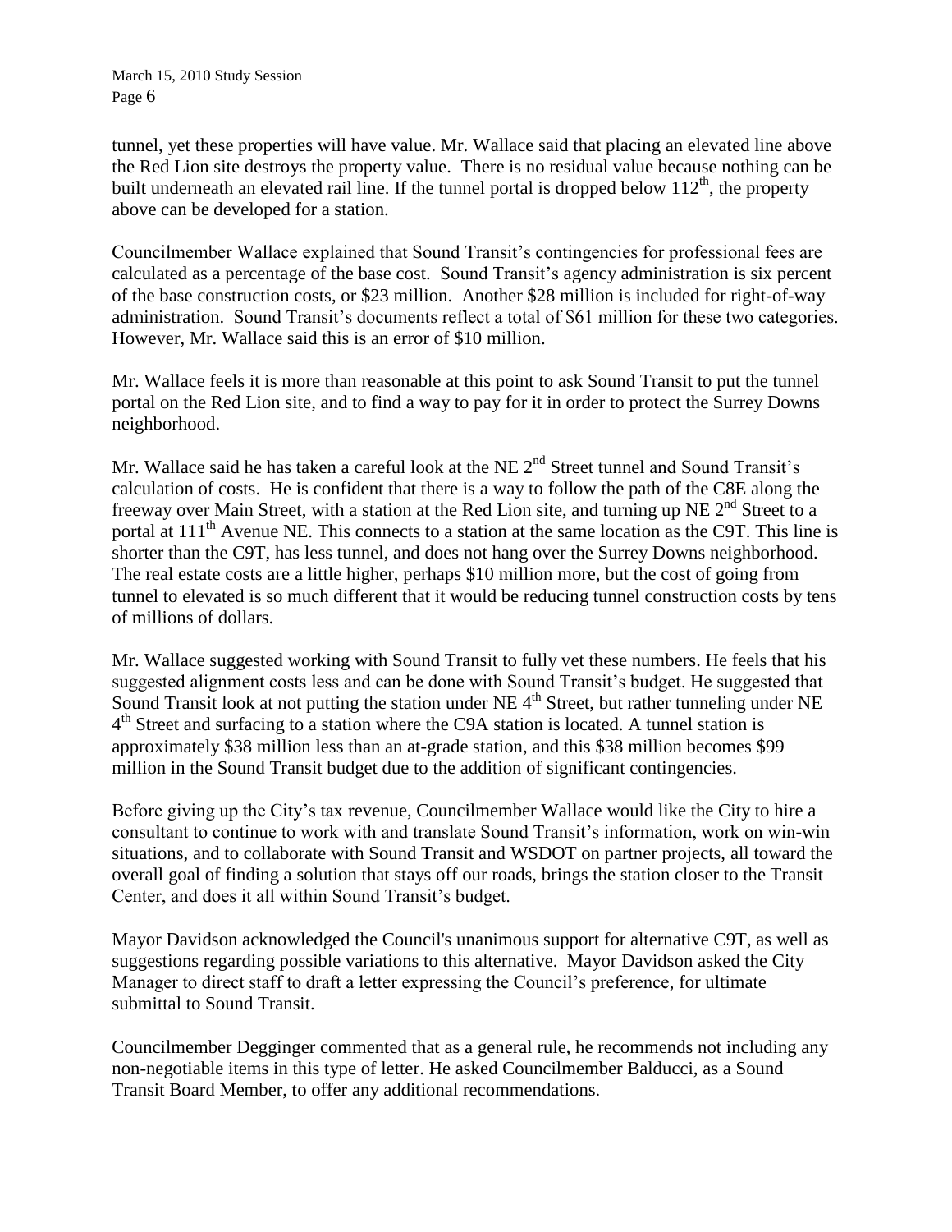tunnel, yet these properties will have value. Mr. Wallace said that placing an elevated line above the Red Lion site destroys the property value. There is no residual value because nothing can be built underneath an elevated rail line. If the tunnel portal is dropped below 112th, the property above can be developed for a station.

Councilmember Wallace explained that Sound Transit's contingencies for professional fees are calculated as a percentage of the base cost. Sound Transit's agency administration is six percent of the base construction costs, or $23 million. Another $28 million is included for right-of-way administration. Sound Transit's documents reflect a total of $61 million for these two categories. However, Mr. Wallace said this is an error of $10 million.

Mr. Wallace feels it is more than reasonable at this point to ask Sound Transit to put the tunnel portal on the Red Lion site, and to find a way to pay for it in order to protect the Surrey Downs neighborhood.

Mr. Wallace said he has taken a careful look at the NE 2nd Street tunnel and Sound Transit's calculation of costs. He is confident that there is a way to follow the path of the C8E along the freeway over Main Street, with a station at the Red Lion site, and turning up NE 2nd Street to a portal at 111th Avenue NE. This connects to a station at the same location as the C9T. This line is shorter than the C9T, has less tunnel, and does not hang over the Surrey Downs neighborhood. The real estate costs are a little higher, perhaps $10 million more, but the cost of going from tunnel to elevated is so much different that it would be reducing tunnel construction costs by tens of millions of dollars.

Mr. Wallace suggested working with Sound Transit to fully vet these numbers. He feels that his suggested alignment costs less and can be done with Sound Transit's budget. He suggested that Sound Transit look at not putting the station under NE 4th Street, but rather tunneling under NE 4th Street and surfacing to a station where the C9A station is located. A tunnel station is approximately $38 million less than an at-grade station, and this $38 million becomes $99 million in the Sound Transit budget due to the addition of significant contingencies.

Before giving up the City's tax revenue, Councilmember Wallace would like the City to hire a consultant to continue to work with and translate Sound Transit's information, work on win-win situations, and to collaborate with Sound Transit and WSDOT on partner projects, all toward the overall goal of finding a solution that stays off our roads, brings the station closer to the Transit Center, and does it all within Sound Transit's budget.

Mayor Davidson acknowledged the Council's unanimous support for alternative C9T, as well as suggestions regarding possible variations to this alternative. Mayor Davidson asked the City Manager to direct staff to draft a letter expressing the Council's preference, for ultimate submittal to Sound Transit.

Councilmember Degginger commented that as a general rule, he recommends not including any non-negotiable items in this type of letter. He asked Councilmember Balducci, as a Sound Transit Board Member, to offer any additional recommendations.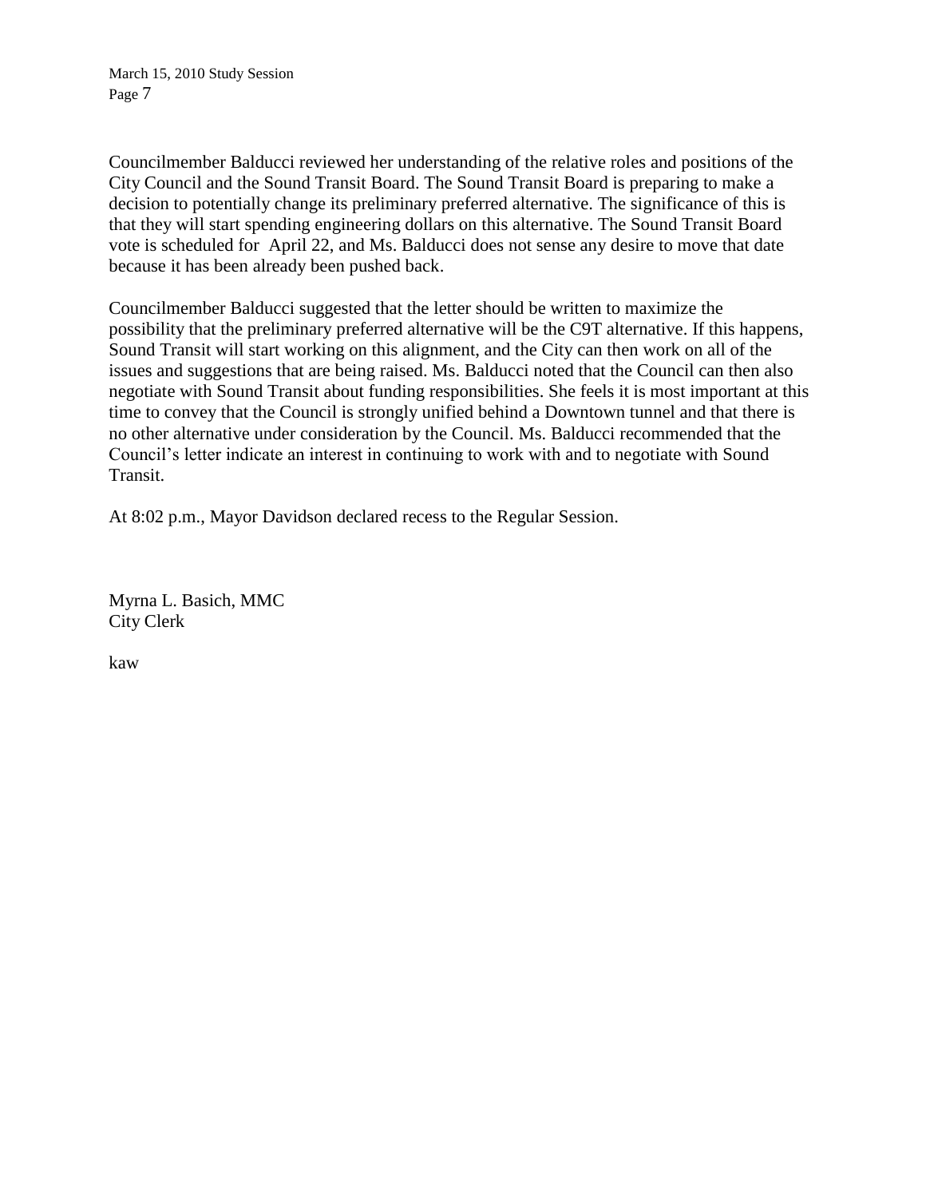Councilmember Balducci reviewed her understanding of the relative roles and positions of the City Council and the Sound Transit Board. The Sound Transit Board is preparing to make a decision to potentially change its preliminary preferred alternative. The significance of this is that they will start spending engineering dollars on this alternative. The Sound Transit Board vote is scheduled for April 22, and Ms. Balducci does not sense any desire to move that date because it has been already been pushed back.

Councilmember Balducci suggested that the letter should be written to maximize the possibility that the preliminary preferred alternative will be the C9T alternative. If this happens, Sound Transit will start working on this alignment, and the City can then work on all of the issues and suggestions that are being raised. Ms. Balducci noted that the Council can then also negotiate with Sound Transit about funding responsibilities. She feels it is most important at this time to convey that the Council is strongly unified behind a Downtown tunnel and that there is no other alternative under consideration by the Council. Ms. Balducci recommended that the Council's letter indicate an interest in continuing to work with and to negotiate with Sound Transit.

At 8:02 p.m., Mayor Davidson declared recess to the Regular Session.

Myrna L. Basich, MMC
City Clerk

kaw